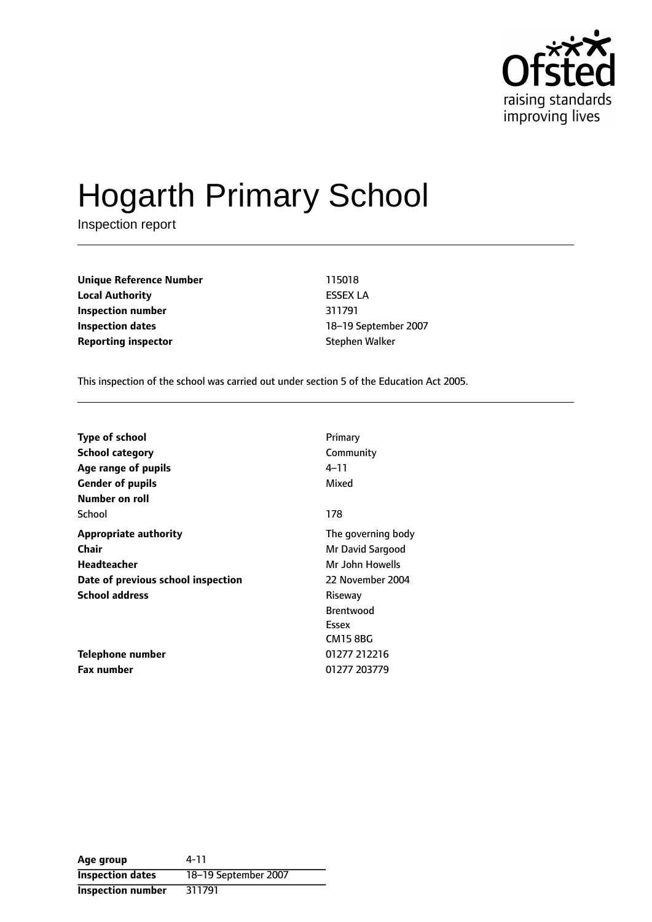# Hogarth Primary School

Inspection report

| | |
|---|---|
| **Unique Reference Number** | 115018 |
| **Local Authority** | ESSEX LA |
| **Inspection number** | 311791 |
| **Inspection dates** | 18–19 September 2007 |
| **Reporting inspector** | Stephen Walker |

This inspection of the school was carried out under section 5 of the Education Act 2005.

| | |
|---|---|
| **Type of school** | Primary |
| **School category** | Community |
| **Age range of pupils** | 4–11 |
| **Gender of pupils** | Mixed |
| **Number on roll** | |
| School | 178 |
| **Appropriate authority** | The governing body |
| **Chair** | Mr David Sargood |
| **Headteacher** | Mr John Howells |
| **Date of previous school inspection** | 22 November 2004 |
| **School address** | Riseway<br>Brentwood<br>Essex<br>CM15 8BG |
| **Telephone number** | 01277 212216 |
| **Fax number** | 01277 203779 |

| | |
|---|---|
| **Age group** | 4-11 |
| **Inspection dates** | 18–19 September 2007 |
| **Inspection number** | 311791 |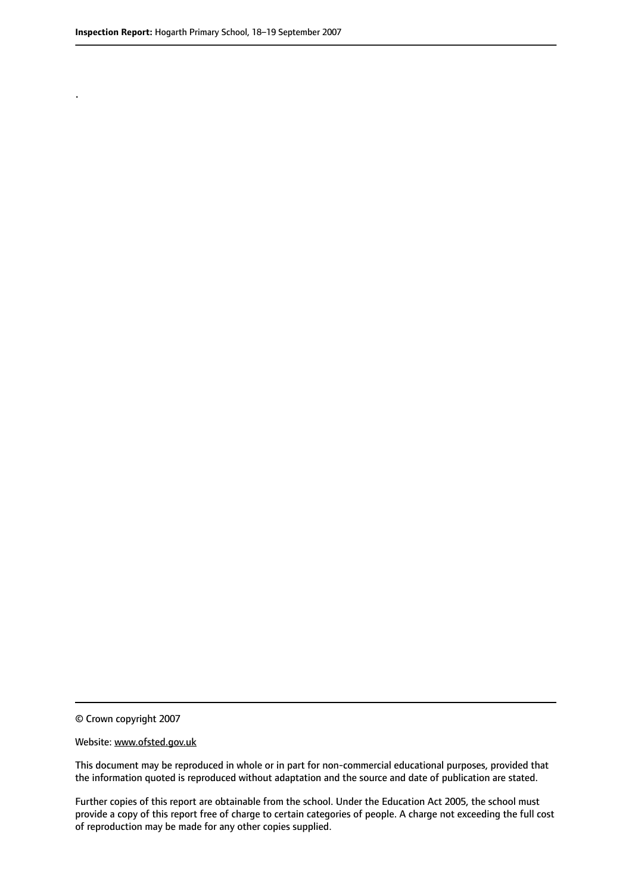.

© Crown copyright 2007

Website: www.ofsted.gov.uk

This document may be reproduced in whole or in part for non-commercial educational purposes, provided that the information quoted is reproduced without adaptation and the source and date of publication are stated.

Further copies of this report are obtainable from the school. Under the Education Act 2005, the school must provide a copy of this report free of charge to certain categories of people. A charge not exceeding the full cost of reproduction may be made for any other copies supplied.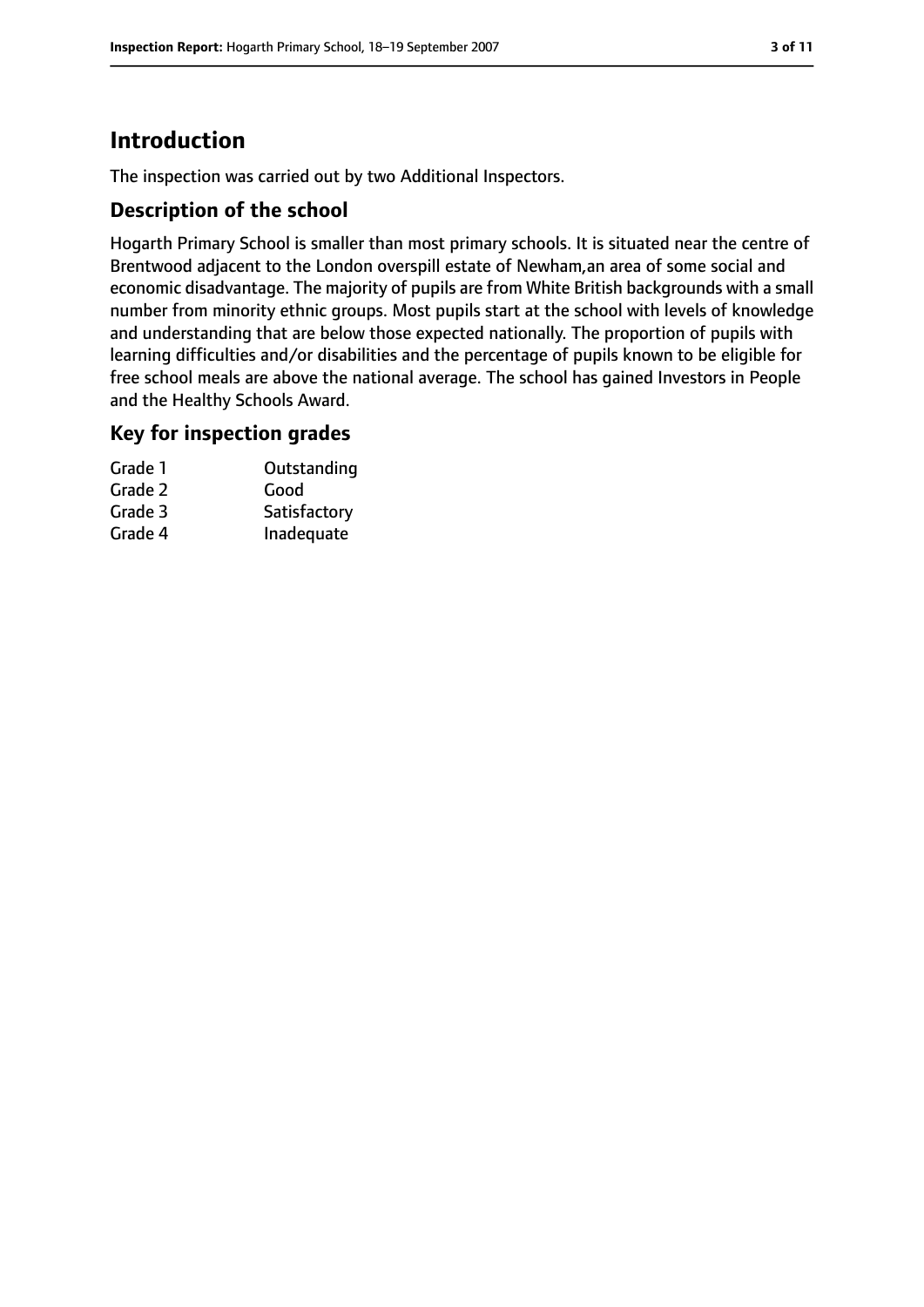# Introduction

The inspection was carried out by two Additional Inspectors.

## Description of the school

Hogarth Primary School is smaller than most primary schools. It is situated near the centre of Brentwood adjacent to the London overspill estate of Newham,an area of some social and economic disadvantage. The majority of pupils are from White British backgrounds with a small number from minority ethnic groups. Most pupils start at the school with levels of knowledge and understanding that are below those expected nationally. The proportion of pupils with learning difficulties and/or disabilities and the percentage of pupils known to be eligible for free school meals are above the national average. The school has gained Investors in People and the Healthy Schools Award.

## Key for inspection grades

| | |
|---|---|
| Grade 1 | Outstanding |
| Grade 2 | Good |
| Grade 3 | Satisfactory |
| Grade 4 | Inadequate |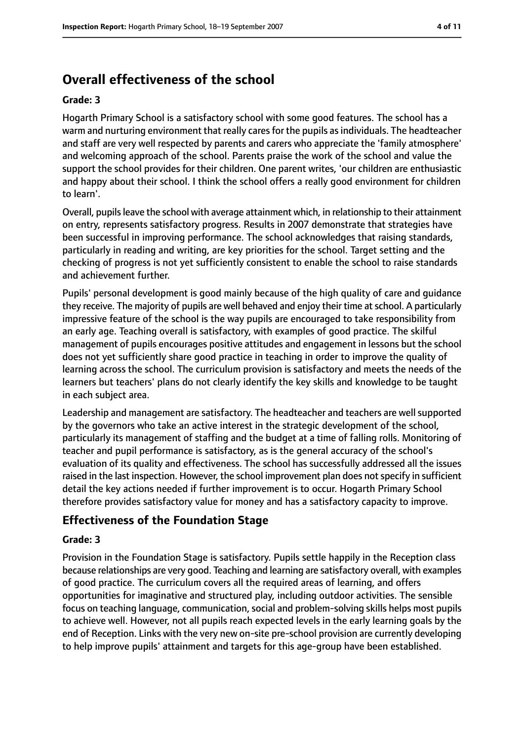## Overall effectiveness of the school

**Grade: 3**

Hogarth Primary School is a satisfactory school with some good features. The school has a warm and nurturing environment that really cares for the pupils as individuals. The headteacher and staff are very well respected by parents and carers who appreciate the 'family atmosphere' and welcoming approach of the school. Parents praise the work of the school and value the support the school provides for their children. One parent writes, 'our children are enthusiastic and happy about their school. I think the school offers a really good environment for children to learn'.

Overall, pupils leave the school with average attainment which, in relationship to their attainment on entry, represents satisfactory progress. Results in 2007 demonstrate that strategies have been successful in improving performance. The school acknowledges that raising standards, particularly in reading and writing, are key priorities for the school. Target setting and the checking of progress is not yet sufficiently consistent to enable the school to raise standards and achievement further.

Pupils' personal development is good mainly because of the high quality of care and guidance they receive. The majority of pupils are well behaved and enjoy their time at school. A particularly impressive feature of the school is the way pupils are encouraged to take responsibility from an early age. Teaching overall is satisfactory, with examples of good practice. The skilful management of pupils encourages positive attitudes and engagement in lessons but the school does not yet sufficiently share good practice in teaching in order to improve the quality of learning across the school. The curriculum provision is satisfactory and meets the needs of the learners but teachers' plans do not clearly identify the key skills and knowledge to be taught in each subject area.

Leadership and management are satisfactory. The headteacher and teachers are well supported by the governors who take an active interest in the strategic development of the school, particularly its management of staffing and the budget at a time of falling rolls. Monitoring of teacher and pupil performance is satisfactory, as is the general accuracy of the school's evaluation of its quality and effectiveness. The school has successfully addressed all the issues raised in the last inspection. However, the school improvement plan does not specify in sufficient detail the key actions needed if further improvement is to occur. Hogarth Primary School therefore provides satisfactory value for money and has a satisfactory capacity to improve.

### Effectiveness of the Foundation Stage

**Grade: 3**

Provision in the Foundation Stage is satisfactory. Pupils settle happily in the Reception class because relationships are very good. Teaching and learning are satisfactory overall, with examples of good practice. The curriculum covers all the required areas of learning, and offers opportunities for imaginative and structured play, including outdoor activities. The sensible focus on teaching language, communication, social and problem-solving skills helps most pupils to achieve well. However, not all pupils reach expected levels in the early learning goals by the end of Reception. Links with the very new on-site pre-school provision are currently developing to help improve pupils' attainment and targets for this age-group have been established.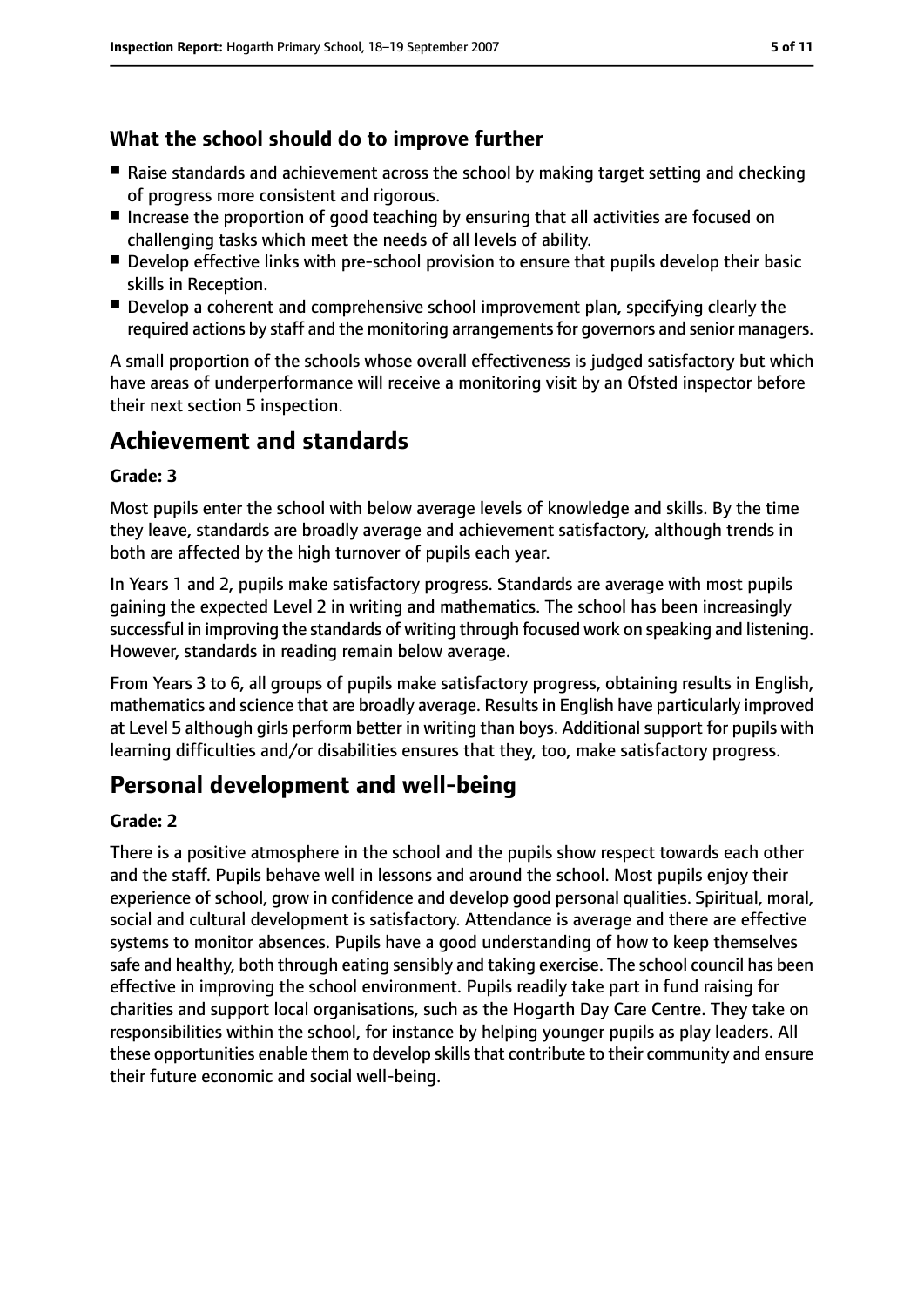### What the school should do to improve further

- Raise standards and achievement across the school by making target setting and checking of progress more consistent and rigorous.
- Increase the proportion of good teaching by ensuring that all activities are focused on challenging tasks which meet the needs of all levels of ability.
- Develop effective links with pre-school provision to ensure that pupils develop their basic skills in Reception.
- Develop a coherent and comprehensive school improvement plan, specifying clearly the required actions by staff and the monitoring arrangements for governors and senior managers.

A small proportion of the schools whose overall effectiveness is judged satisfactory but which have areas of underperformance will receive a monitoring visit by an Ofsted inspector before their next section 5 inspection.

## Achievement and standards

**Grade: 3**

Most pupils enter the school with below average levels of knowledge and skills. By the time they leave, standards are broadly average and achievement satisfactory, although trends in both are affected by the high turnover of pupils each year.

In Years 1 and 2, pupils make satisfactory progress. Standards are average with most pupils gaining the expected Level 2 in writing and mathematics. The school has been increasingly successful in improving the standards of writing through focused work on speaking and listening. However, standards in reading remain below average.

From Years 3 to 6, all groups of pupils make satisfactory progress, obtaining results in English, mathematics and science that are broadly average. Results in English have particularly improved at Level 5 although girls perform better in writing than boys. Additional support for pupils with learning difficulties and/or disabilities ensures that they, too, make satisfactory progress.

## Personal development and well-being

**Grade: 2**

There is a positive atmosphere in the school and the pupils show respect towards each other and the staff. Pupils behave well in lessons and around the school. Most pupils enjoy their experience of school, grow in confidence and develop good personal qualities. Spiritual, moral, social and cultural development is satisfactory. Attendance is average and there are effective systems to monitor absences. Pupils have a good understanding of how to keep themselves safe and healthy, both through eating sensibly and taking exercise. The school council has been effective in improving the school environment. Pupils readily take part in fund raising for charities and support local organisations, such as the Hogarth Day Care Centre. They take on responsibilities within the school, for instance by helping younger pupils as play leaders. All these opportunities enable them to develop skills that contribute to their community and ensure their future economic and social well-being.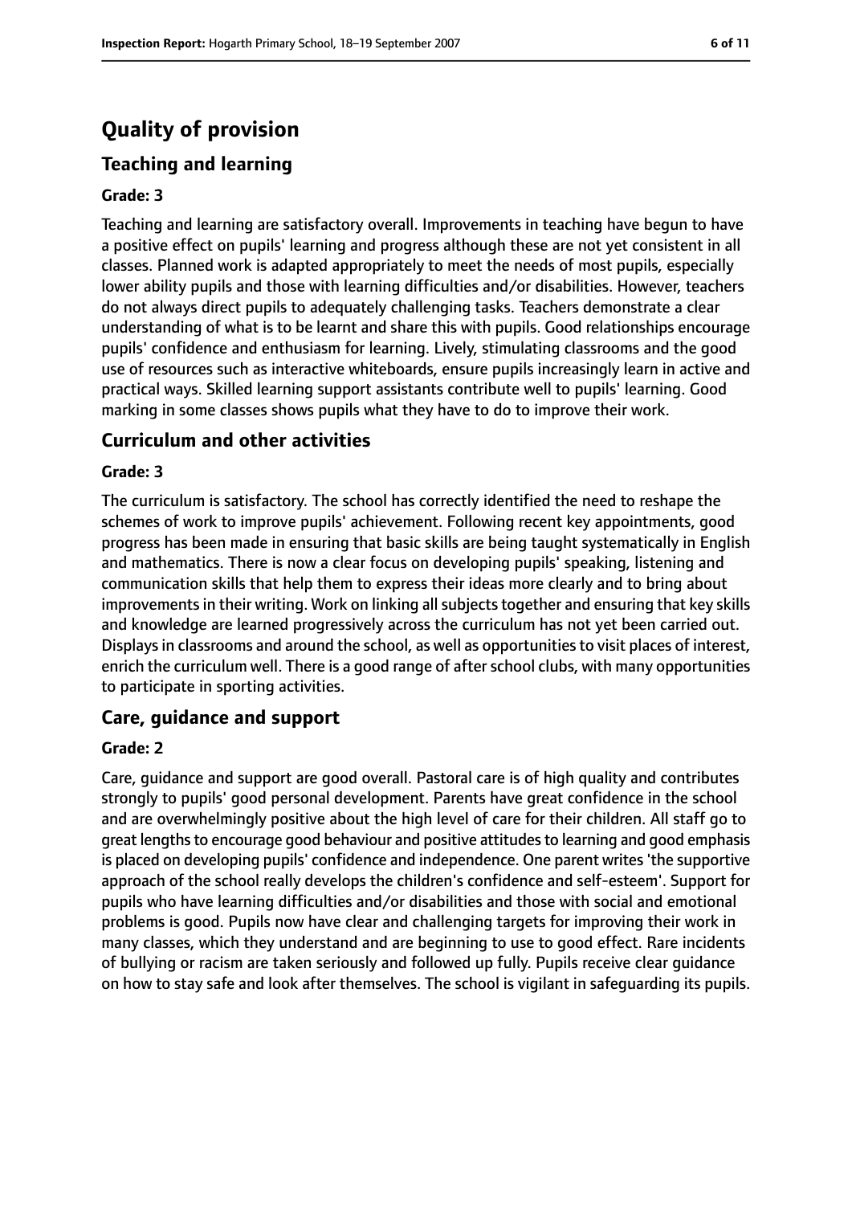# Quality of provision

## Teaching and learning

### Grade: 3

Teaching and learning are satisfactory overall. Improvements in teaching have begun to have a positive effect on pupils' learning and progress although these are not yet consistent in all classes. Planned work is adapted appropriately to meet the needs of most pupils, especially lower ability pupils and those with learning difficulties and/or disabilities. However, teachers do not always direct pupils to adequately challenging tasks. Teachers demonstrate a clear understanding of what is to be learnt and share this with pupils. Good relationships encourage pupils' confidence and enthusiasm for learning. Lively, stimulating classrooms and the good use of resources such as interactive whiteboards, ensure pupils increasingly learn in active and practical ways. Skilled learning support assistants contribute well to pupils' learning. Good marking in some classes shows pupils what they have to do to improve their work.

## Curriculum and other activities

### Grade: 3

The curriculum is satisfactory. The school has correctly identified the need to reshape the schemes of work to improve pupils' achievement. Following recent key appointments, good progress has been made in ensuring that basic skills are being taught systematically in English and mathematics. There is now a clear focus on developing pupils' speaking, listening and communication skills that help them to express their ideas more clearly and to bring about improvements in their writing. Work on linking all subjects together and ensuring that key skills and knowledge are learned progressively across the curriculum has not yet been carried out. Displays in classrooms and around the school, as well as opportunities to visit places of interest, enrich the curriculum well. There is a good range of after school clubs, with many opportunities to participate in sporting activities.

## Care, guidance and support

### Grade: 2

Care, guidance and support are good overall. Pastoral care is of high quality and contributes strongly to pupils' good personal development. Parents have great confidence in the school and are overwhelmingly positive about the high level of care for their children. All staff go to great lengths to encourage good behaviour and positive attitudes to learning and good emphasis is placed on developing pupils' confidence and independence. One parent writes 'the supportive approach of the school really develops the children's confidence and self-esteem'. Support for pupils who have learning difficulties and/or disabilities and those with social and emotional problems is good. Pupils now have clear and challenging targets for improving their work in many classes, which they understand and are beginning to use to good effect. Rare incidents of bullying or racism are taken seriously and followed up fully. Pupils receive clear guidance on how to stay safe and look after themselves. The school is vigilant in safeguarding its pupils.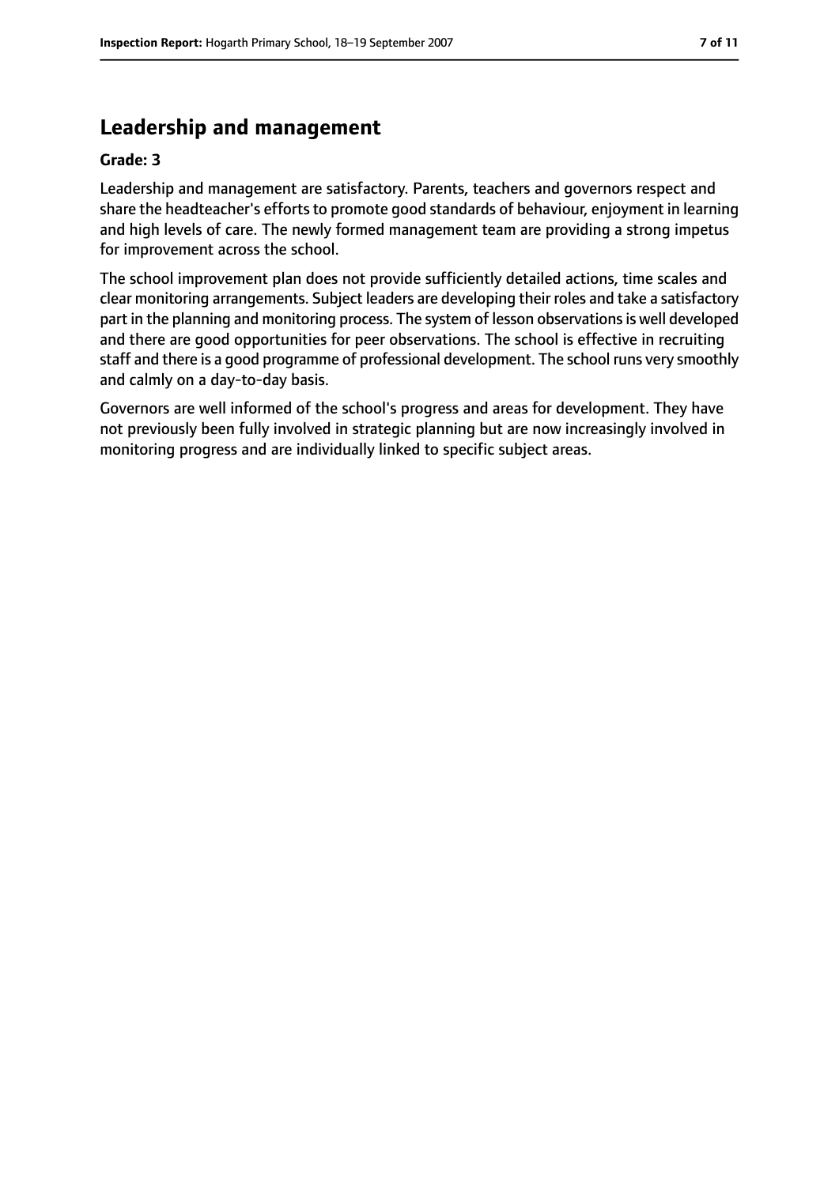## Leadership and management

**Grade: 3**

Leadership and management are satisfactory. Parents, teachers and governors respect and share the headteacher's efforts to promote good standards of behaviour, enjoyment in learning and high levels of care. The newly formed management team are providing a strong impetus for improvement across the school.

The school improvement plan does not provide sufficiently detailed actions, time scales and clear monitoring arrangements. Subject leaders are developing their roles and take a satisfactory part in the planning and monitoring process. The system of lesson observations is well developed and there are good opportunities for peer observations. The school is effective in recruiting staff and there is a good programme of professional development. The school runs very smoothly and calmly on a day-to-day basis.

Governors are well informed of the school's progress and areas for development. They have not previously been fully involved in strategic planning but are now increasingly involved in monitoring progress and are individually linked to specific subject areas.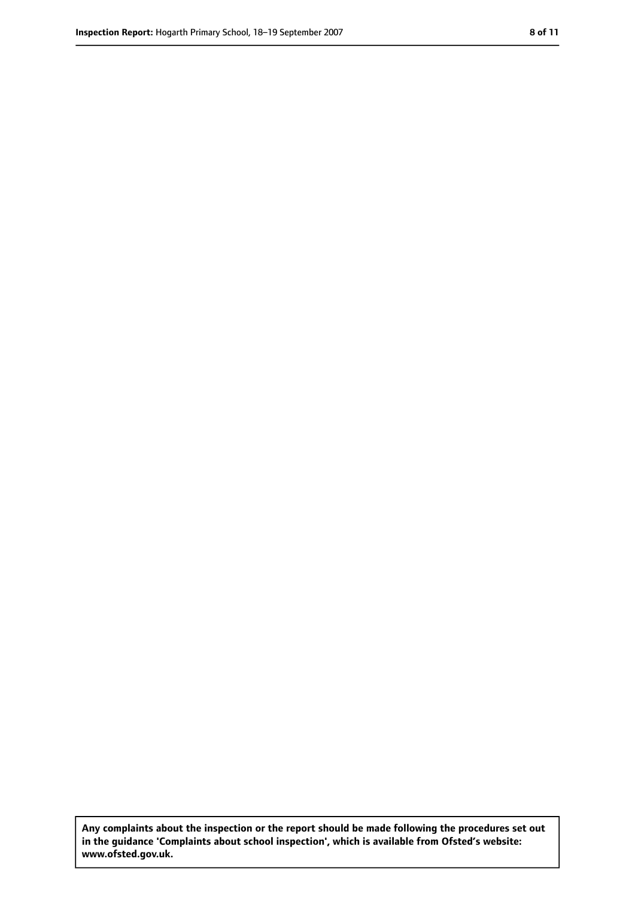**Any complaints about the inspection or the report should be made following the procedures set out in the guidance 'Complaints about school inspection', which is available from Ofsted's website: www.ofsted.gov.uk.**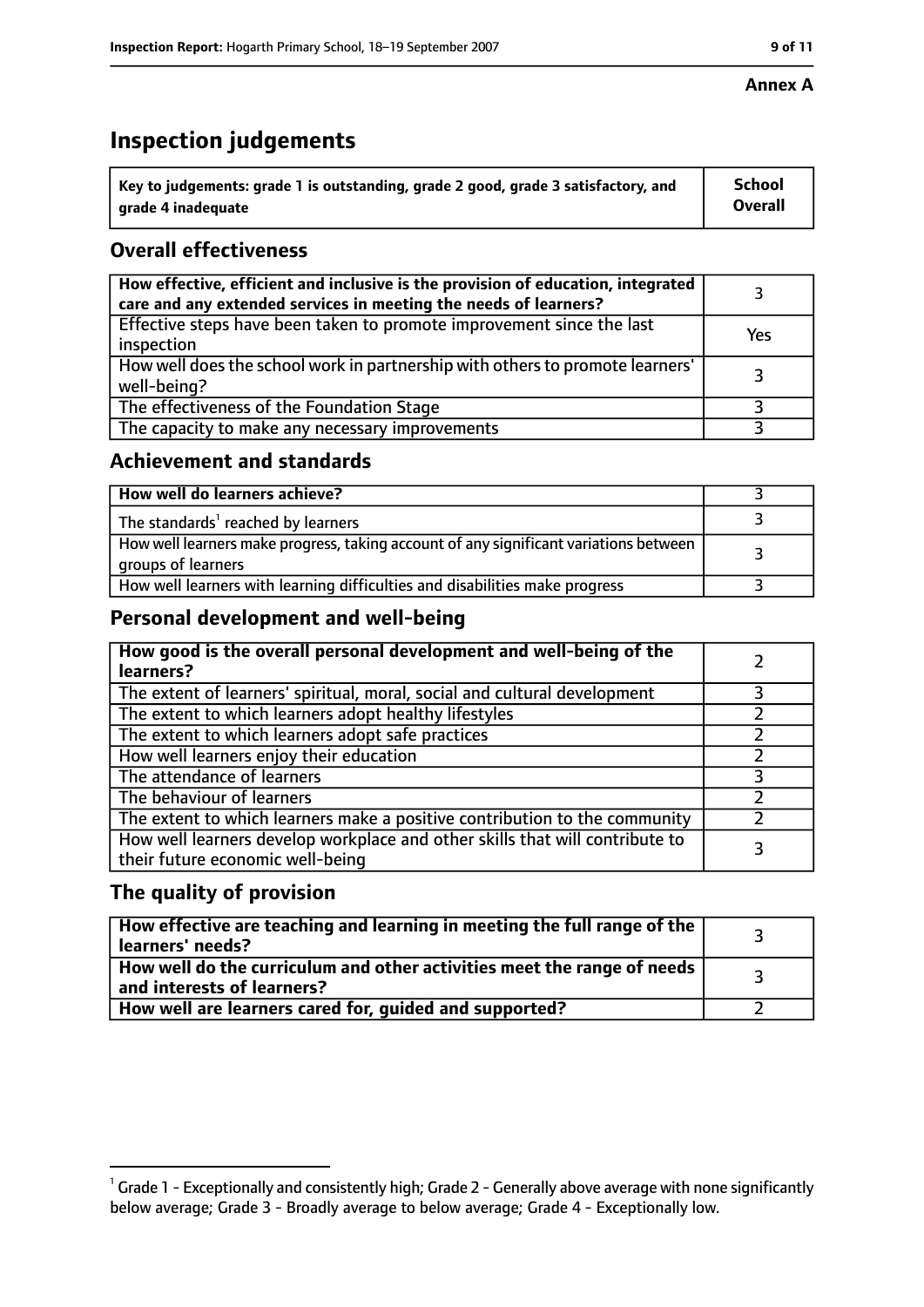**Annex A**

# Inspection judgements

| Key to judgements: grade 1 is outstanding, grade 2 good, grade 3 satisfactory, and grade 4 inadequate | School Overall |
|---|---|

## Overall effectiveness

| | |
|---|---|
| **How effective, efficient and inclusive is the provision of education, integrated care and any extended services in meeting the needs of learners?** | 3 |
| Effective steps have been taken to promote improvement since the last inspection | Yes |
| How well does the school work in partnership with others to promote learners' well-being? | 3 |
| The effectiveness of the Foundation Stage | 3 |
| The capacity to make any necessary improvements | 3 |

## Achievement and standards

| | |
|---|---|
| **How well do learners achieve?** | 3 |
| The standards[1] reached by learners | 3 |
| How well learners make progress, taking account of any significant variations between groups of learners | 3 |
| How well learners with learning difficulties and disabilities make progress | 3 |

## Personal development and well-being

| | |
|---|---|
| **How good is the overall personal development and well-being of the learners?** | 2 |
| The extent of learners' spiritual, moral, social and cultural development | 3 |
| The extent to which learners adopt healthy lifestyles | 2 |
| The extent to which learners adopt safe practices | 2 |
| How well learners enjoy their education | 2 |
| The attendance of learners | 3 |
| The behaviour of learners | 2 |
| The extent to which learners make a positive contribution to the community | 2 |
| How well learners develop workplace and other skills that will contribute to their future economic well-being | 3 |

## The quality of provision

| | |
|---|---|
| **How effective are teaching and learning in meeting the full range of the learners' needs?** | 3 |
| **How well do the curriculum and other activities meet the range of needs and interests of learners?** | 3 |
| **How well are learners cared for, guided and supported?** | 2 |

[1] Grade 1 - Exceptionally and consistently high; Grade 2 - Generally above average with none significantly below average; Grade 3 - Broadly average to below average; Grade 4 - Exceptionally low.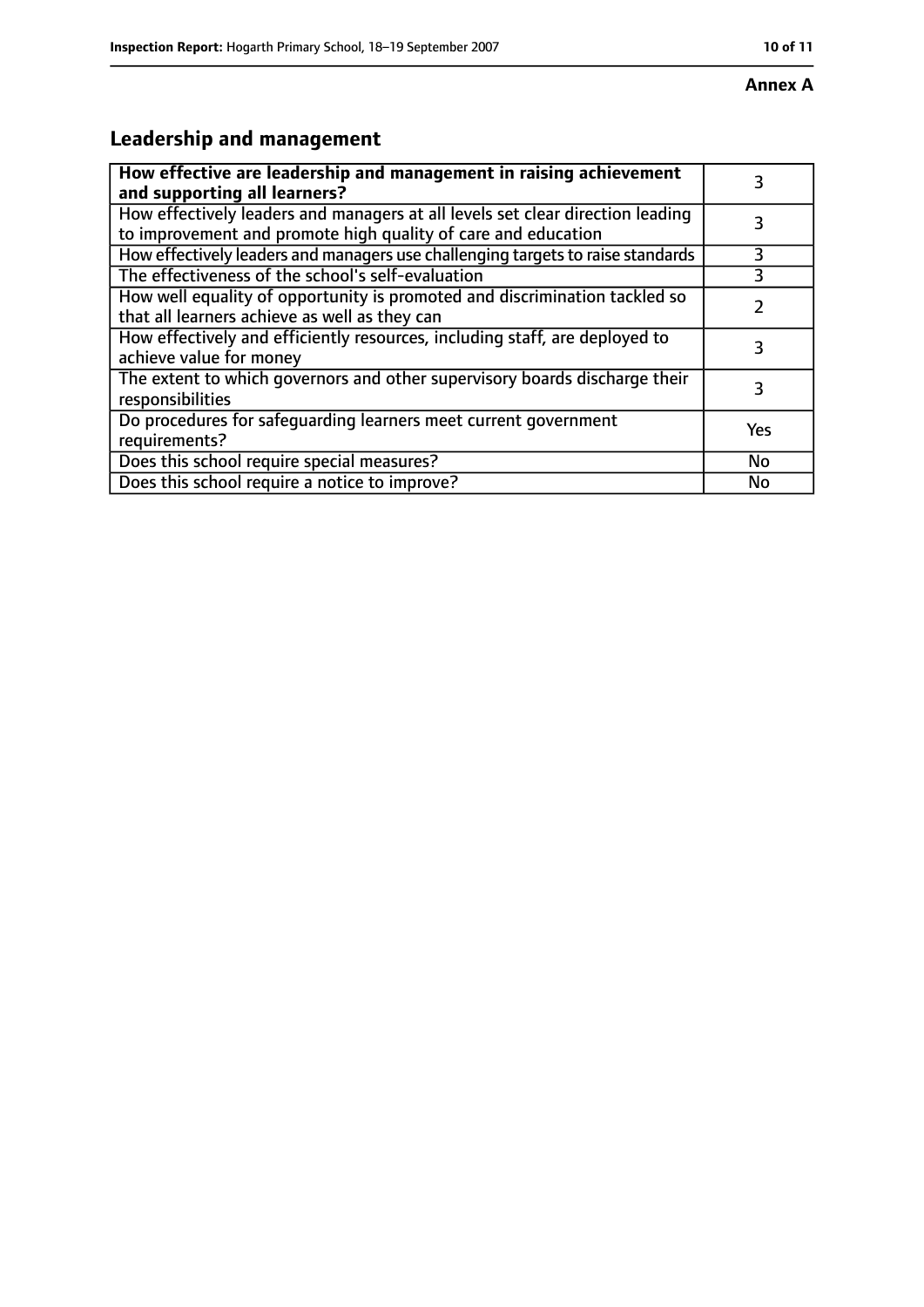**Annex A**

## Leadership and management

| **How effective are leadership and management in raising achievement and supporting all learners?** | 3 |
|---|---|
| How effectively leaders and managers at all levels set clear direction leading to improvement and promote high quality of care and education | 3 |
| How effectively leaders and managers use challenging targets to raise standards | 3 |
| The effectiveness of the school's self-evaluation | 3 |
| How well equality of opportunity is promoted and discrimination tackled so that all learners achieve as well as they can | 2 |
| How effectively and efficiently resources, including staff, are deployed to achieve value for money | 3 |
| The extent to which governors and other supervisory boards discharge their responsibilities | 3 |
| Do procedures for safeguarding learners meet current government requirements? | Yes |
| Does this school require special measures? | No |
| Does this school require a notice to improve? | No |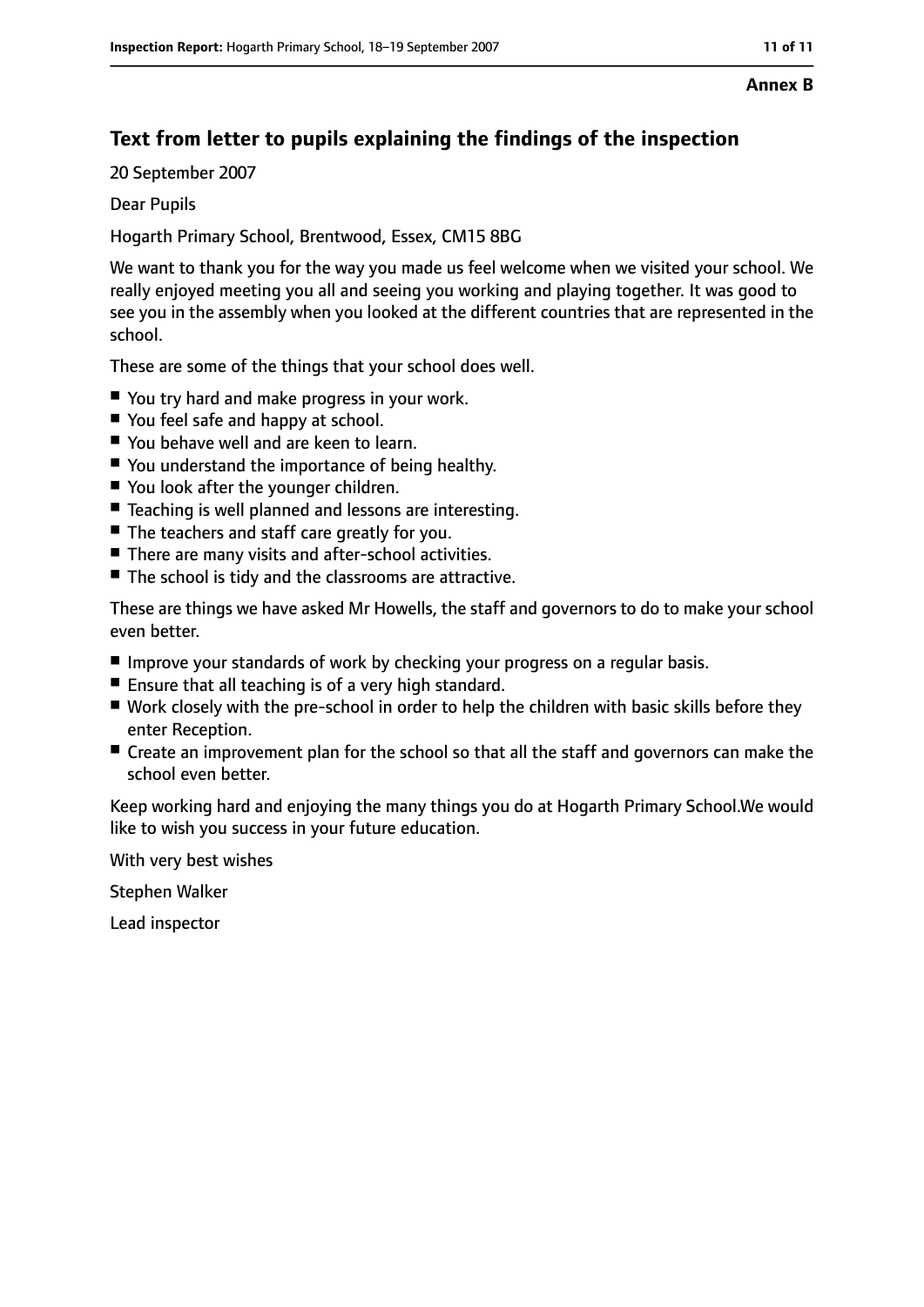**Annex B**

## Text from letter to pupils explaining the findings of the inspection

20 September 2007

Dear Pupils

Hogarth Primary School, Brentwood, Essex, CM15 8BG

We want to thank you for the way you made us feel welcome when we visited your school. We really enjoyed meeting you all and seeing you working and playing together. It was good to see you in the assembly when you looked at the different countries that are represented in the school.

These are some of the things that your school does well.

- You try hard and make progress in your work.
- You feel safe and happy at school.
- You behave well and are keen to learn.
- You understand the importance of being healthy.
- You look after the younger children.
- Teaching is well planned and lessons are interesting.
- The teachers and staff care greatly for you.
- There are many visits and after-school activities.
- The school is tidy and the classrooms are attractive.

These are things we have asked Mr Howells, the staff and governors to do to make your school even better.

- Improve your standards of work by checking your progress on a regular basis.
- Ensure that all teaching is of a very high standard.
- Work closely with the pre-school in order to help the children with basic skills before they enter Reception.
- Create an improvement plan for the school so that all the staff and governors can make the school even better.

Keep working hard and enjoying the many things you do at Hogarth Primary School.We would like to wish you success in your future education.

With very best wishes

Stephen Walker

Lead inspector